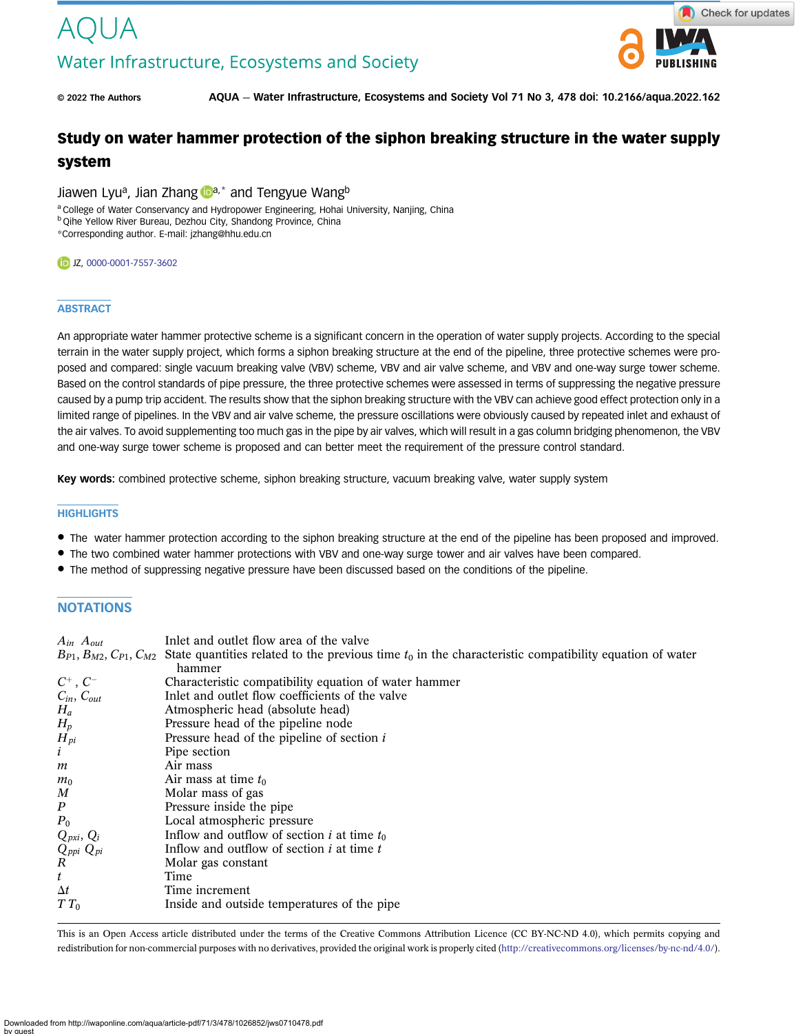# AQUA

## Water Infrastructure, Ecosystems and Society

© 2022 The Authors AQUA — Water Infrastructure, Ecosystems and Society Vol 71 No 3, 478 doi: 10.2166/aqua.2022.162

# Study on water hammer protection of the siphon breaking structure in the water supply system

Jiawen Lyu[a], Jian Zhang [a,*] and Tengyue Wang[b]

[a] College of Water Conservancy and Hydropower Engineering, Hohai University, Nanjing, China
[b] Qihe Yellow River Bureau, Dezhou City, Shandong Province, China
*Corresponding author. E-mail: jzhang@hhu.edu.cn

JZ, 0000-0001-7557-3602

## ABSTRACT

An appropriate water hammer protective scheme is a significant concern in the operation of water supply projects. According to the special terrain in the water supply project, which forms a siphon breaking structure at the end of the pipeline, three protective schemes were proposed and compared: single vacuum breaking valve (VBV) scheme, VBV and air valve scheme, and VBV and one-way surge tower scheme. Based on the control standards of pipe pressure, the three protective schemes were assessed in terms of suppressing the negative pressure caused by a pump trip accident. The results show that the siphon breaking structure with the VBV can achieve good effect protection only in a limited range of pipelines. In the VBV and air valve scheme, the pressure oscillations were obviously caused by repeated inlet and exhaust of the air valves. To avoid supplementing too much gas in the pipe by air valves, which will result in a gas column bridging phenomenon, the VBV and one-way surge tower scheme is proposed and can better meet the requirement of the pressure control standard.

**Key words:** combined protective scheme, siphon breaking structure, vacuum breaking valve, water supply system

## HIGHLIGHTS

- The water hammer protection according to the siphon breaking structure at the end of the pipeline has been proposed and improved.
- The two combined water hammer protections with VBV and one-way surge tower and air valves have been compared.
- The method of suppressing negative pressure have been discussed based on the conditions of the pipeline.

## NOTATIONS

| | |
|---|---|
| $A_{in}$ $A_{out}$ | Inlet and outlet flow area of the valve |
| $B_{P1}$, $B_{M2}$, $C_{P1}$, $C_{M2}$ | State quantities related to the previous time $t_0$ in the characteristic compatibility equation of water hammer |
| $C^+$, $C^-$ | Characteristic compatibility equation of water hammer |
| $C_{in}$, $C_{out}$ | Inlet and outlet flow coefficients of the valve |
| $H_a$ | Atmospheric head (absolute head) |
| $H_p$ | Pressure head of the pipeline node |
| $H_{pi}$ | Pressure head of the pipeline of section $i$ |
| $i$ | Pipe section |
| $m$ | Air mass |
| $m_0$ | Air mass at time $t_0$ |
| $M$ | Molar mass of gas |
| $P$ | Pressure inside the pipe |
| $P_0$ | Local atmospheric pressure |
| $Q_{pxi}$, $Q_i$ | Inflow and outflow of section $i$ at time $t_0$ |
| $Q_{ppi}$ $Q_{pi}$ | Inflow and outflow of section $i$ at time $t$ |
| $R$ | Molar gas constant |
| $t$ | Time |
| $\Delta t$ | Time increment |
| $T$ $T_0$ | Inside and outside temperatures of the pipe |

This is an Open Access article distributed under the terms of the Creative Commons Attribution Licence (CC BY-NC-ND 4.0), which permits copying and redistribution for non-commercial purposes with no derivatives, provided the original work is properly cited (http://creativecommons.org/licenses/by-nc-nd/4.0/).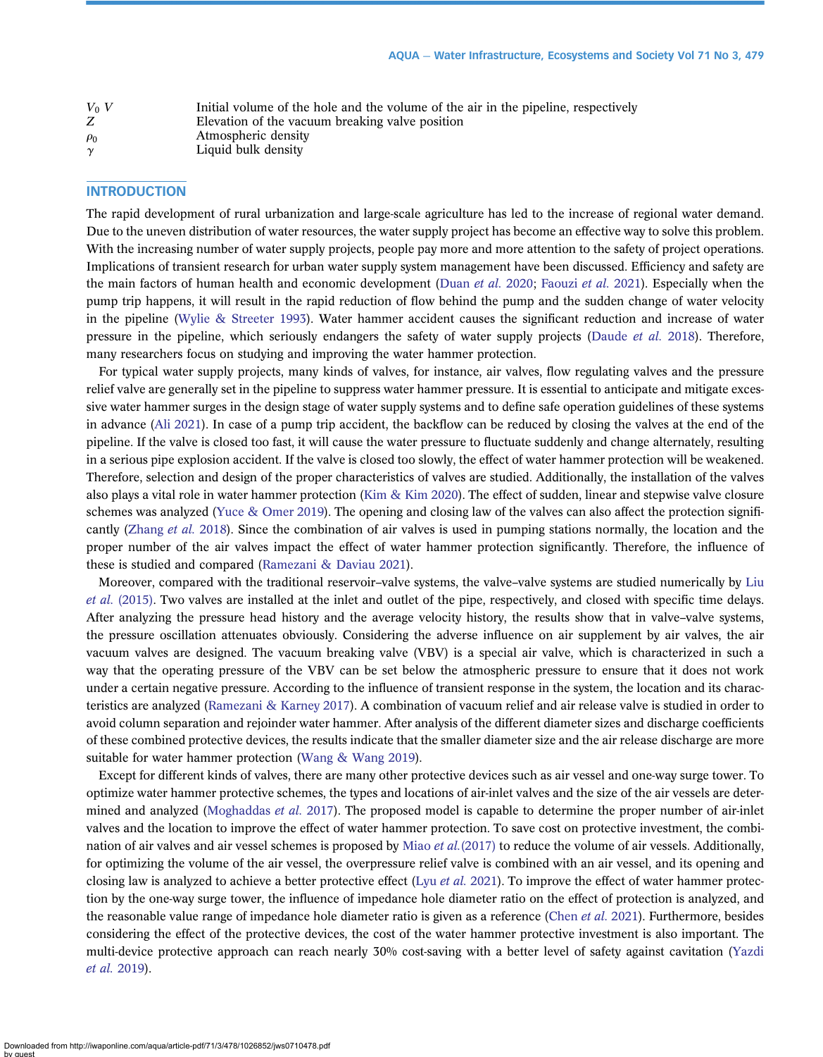| | |
|---|---|
| $V_0$ $V$ | Initial volume of the hole and the volume of the air in the pipeline, respectively |
| $Z$ | Elevation of the vacuum breaking valve position |
| $\rho_0$ | Atmospheric density |
| $\gamma$ | Liquid bulk density |

## INTRODUCTION

The rapid development of rural urbanization and large-scale agriculture has led to the increase of regional water demand. Due to the uneven distribution of water resources, the water supply project has become an effective way to solve this problem. With the increasing number of water supply projects, people pay more and more attention to the safety of project operations. Implications of transient research for urban water supply system management have been discussed. Efficiency and safety are the main factors of human health and economic development (Duan *et al.* 2020; Faouzi *et al.* 2021). Especially when the pump trip happens, it will result in the rapid reduction of flow behind the pump and the sudden change of water velocity in the pipeline (Wylie & Streeter 1993). Water hammer accident causes the significant reduction and increase of water pressure in the pipeline, which seriously endangers the safety of water supply projects (Daude *et al.* 2018). Therefore, many researchers focus on studying and improving the water hammer protection.

For typical water supply projects, many kinds of valves, for instance, air valves, flow regulating valves and the pressure relief valve are generally set in the pipeline to suppress water hammer pressure. It is essential to anticipate and mitigate excessive water hammer surges in the design stage of water supply systems and to define safe operation guidelines of these systems in advance (Ali 2021). In case of a pump trip accident, the backflow can be reduced by closing the valves at the end of the pipeline. If the valve is closed too fast, it will cause the water pressure to fluctuate suddenly and change alternately, resulting in a serious pipe explosion accident. If the valve is closed too slowly, the effect of water hammer protection will be weakened. Therefore, selection and design of the proper characteristics of valves are studied. Additionally, the installation of the valves also plays a vital role in water hammer protection (Kim & Kim 2020). The effect of sudden, linear and stepwise valve closure schemes was analyzed (Yuce & Omer 2019). The opening and closing law of the valves can also affect the protection significantly (Zhang *et al.* 2018). Since the combination of air valves is used in pumping stations normally, the location and the proper number of the air valves impact the effect of water hammer protection significantly. Therefore, the influence of these is studied and compared (Ramezani & Daviau 2021).

Moreover, compared with the traditional reservoir–valve systems, the valve–valve systems are studied numerically by Liu *et al.* (2015). Two valves are installed at the inlet and outlet of the pipe, respectively, and closed with specific time delays. After analyzing the pressure head history and the average velocity history, the results show that in valve–valve systems, the pressure oscillation attenuates obviously. Considering the adverse influence on air supplement by air valves, the air vacuum valves are designed. The vacuum breaking valve (VBV) is a special air valve, which is characterized in such a way that the operating pressure of the VBV can be set below the atmospheric pressure to ensure that it does not work under a certain negative pressure. According to the influence of transient response in the system, the location and its characteristics are analyzed (Ramezani & Karney 2017). A combination of vacuum relief and air release valve is studied in order to avoid column separation and rejoinder water hammer. After analysis of the different diameter sizes and discharge coefficients of these combined protective devices, the results indicate that the smaller diameter size and the air release discharge are more suitable for water hammer protection (Wang & Wang 2019).

Except for different kinds of valves, there are many other protective devices such as air vessel and one-way surge tower. To optimize water hammer protective schemes, the types and locations of air-inlet valves and the size of the air vessels are determined and analyzed (Moghaddas *et al.* 2017). The proposed model is capable to determine the proper number of air-inlet valves and the location to improve the effect of water hammer protection. To save cost on protective investment, the combination of air valves and air vessel schemes is proposed by Miao *et al.* (2017) to reduce the volume of air vessels. Additionally, for optimizing the volume of the air vessel, the overpressure relief valve is combined with an air vessel, and its opening and closing law is analyzed to achieve a better protective effect (Lyu *et al.* 2021). To improve the effect of water hammer protection by the one-way surge tower, the influence of impedance hole diameter ratio on the effect of protection is analyzed, and the reasonable value range of impedance hole diameter ratio is given as a reference (Chen *et al.* 2021). Furthermore, besides considering the effect of the protective devices, the cost of the water hammer protective investment is also important. The multi-device protective approach can reach nearly 30% cost-saving with a better level of safety against cavitation (Yazdi *et al.* 2019).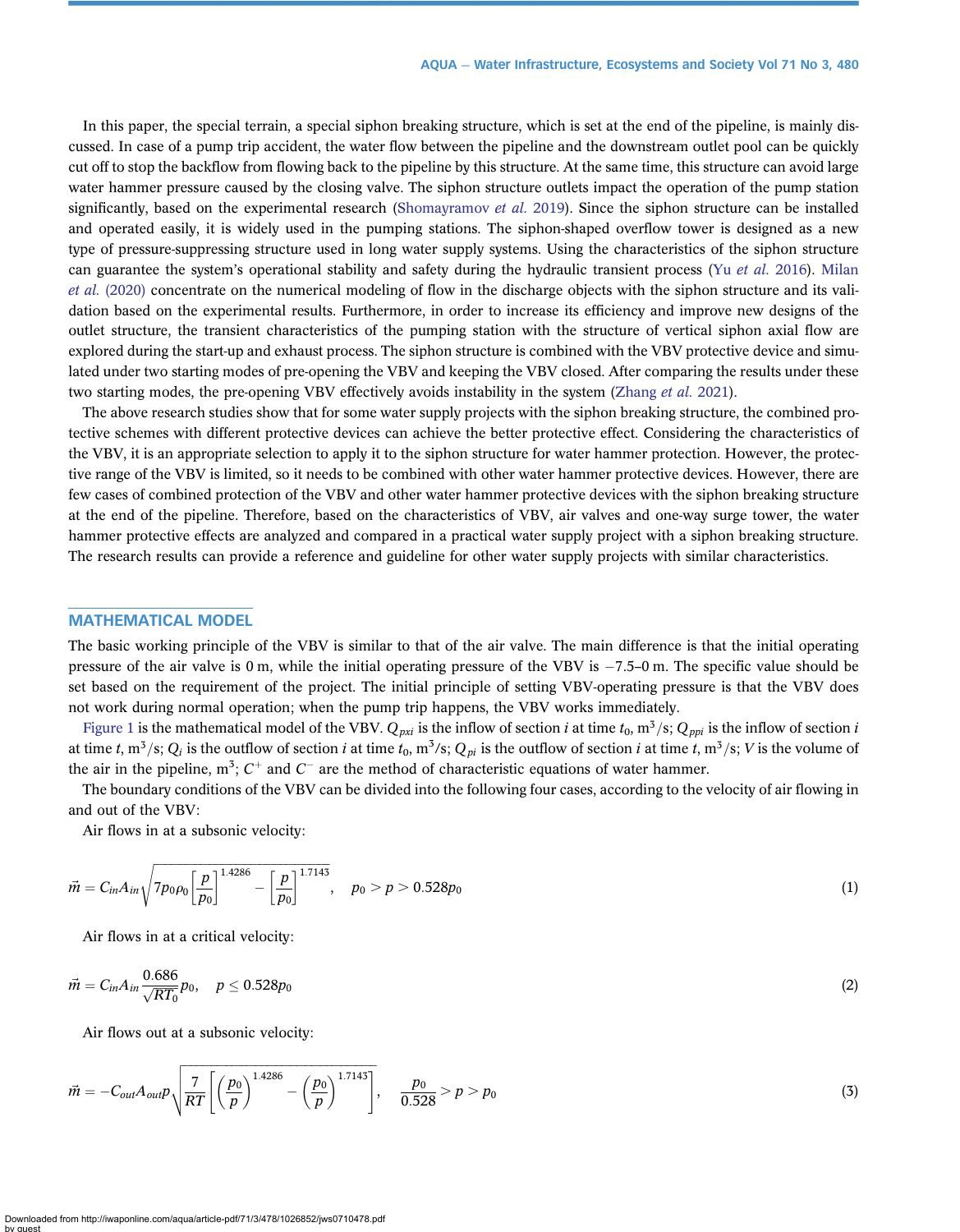In this paper, the special terrain, a special siphon breaking structure, which is set at the end of the pipeline, is mainly discussed. In case of a pump trip accident, the water flow between the pipeline and the downstream outlet pool can be quickly cut off to stop the backflow from flowing back to the pipeline by this structure. At the same time, this structure can avoid large water hammer pressure caused by the closing valve. The siphon structure outlets impact the operation of the pump station significantly, based on the experimental research (Shomayramov *et al.* 2019). Since the siphon structure can be installed and operated easily, it is widely used in the pumping stations. The siphon-shaped overflow tower is designed as a new type of pressure-suppressing structure used in long water supply systems. Using the characteristics of the siphon structure can guarantee the system's operational stability and safety during the hydraulic transient process (Yu *et al.* 2016). Milan *et al.* (2020) concentrate on the numerical modeling of flow in the discharge objects with the siphon structure and its validation based on the experimental results. Furthermore, in order to increase its efficiency and improve new designs of the outlet structure, the transient characteristics of the pumping station with the structure of vertical siphon axial flow are explored during the start-up and exhaust process. The siphon structure is combined with the VBV protective device and simulated under two starting modes of pre-opening the VBV and keeping the VBV closed. After comparing the results under these two starting modes, the pre-opening VBV effectively avoids instability in the system (Zhang *et al.* 2021).

The above research studies show that for some water supply projects with the siphon breaking structure, the combined protective schemes with different protective devices can achieve the better protective effect. Considering the characteristics of the VBV, it is an appropriate selection to apply it to the siphon structure for water hammer protection. However, the protective range of the VBV is limited, so it needs to be combined with other water hammer protective devices. However, there are few cases of combined protection of the VBV and other water hammer protective devices with the siphon breaking structure at the end of the pipeline. Therefore, based on the characteristics of VBV, air valves and one-way surge tower, the water hammer protective effects are analyzed and compared in a practical water supply project with a siphon breaking structure. The research results can provide a reference and guideline for other water supply projects with similar characteristics.

## MATHEMATICAL MODEL

The basic working principle of the VBV is similar to that of the air valve. The main difference is that the initial operating pressure of the air valve is 0 m, while the initial operating pressure of the VBV is −7.5–0 m. The specific value should be set based on the requirement of the project. The initial principle of setting VBV-operating pressure is that the VBV does not work during normal operation; when the pump trip happens, the VBV works immediately.

Figure 1 is the mathematical model of the VBV. $Q_{pxi}$ is the inflow of section $i$ at time $t_0$, $m^3/s$; $Q_{ppi}$ is the inflow of section $i$ at time $t$, $m^3/s$; $Q_i$ is the outflow of section $i$ at time $t_0$, $m^3/s$; $Q_{pi}$ is the outflow of section $i$ at time $t$, $m^3/s$; $V$ is the volume of the air in the pipeline, $m^3$; $C^+$ and $C^-$ are the method of characteristic equations of water hammer.

The boundary conditions of the VBV can be divided into the following four cases, according to the velocity of air flowing in and out of the VBV:

Air flows in at a subsonic velocity:

$$\vec{m} = C_{in}A_{in}\sqrt{7p_0\rho_0\left[\frac{p}{p_0}\right]^{1.4286} - \left[\frac{p}{p_0}\right]^{1.7143}}, \quad p_0 > p > 0.528p_0 \tag{1}$$

Air flows in at a critical velocity:

$$\vec{m} = C_{in}A_{in}\frac{0.686}{\sqrt{RT_0}}p_0, \quad p \leq 0.528p_0 \tag{2}$$

Air flows out at a subsonic velocity:

$$\vec{m} = -C_{out}A_{out}p\sqrt{\frac{7}{RT}\left[\left(\frac{p_0}{p}\right)^{1.4286} - \left(\frac{p_0}{p}\right)^{1.7143}\right]}, \quad \frac{p_0}{0.528} > p > p_0 \tag{3}$$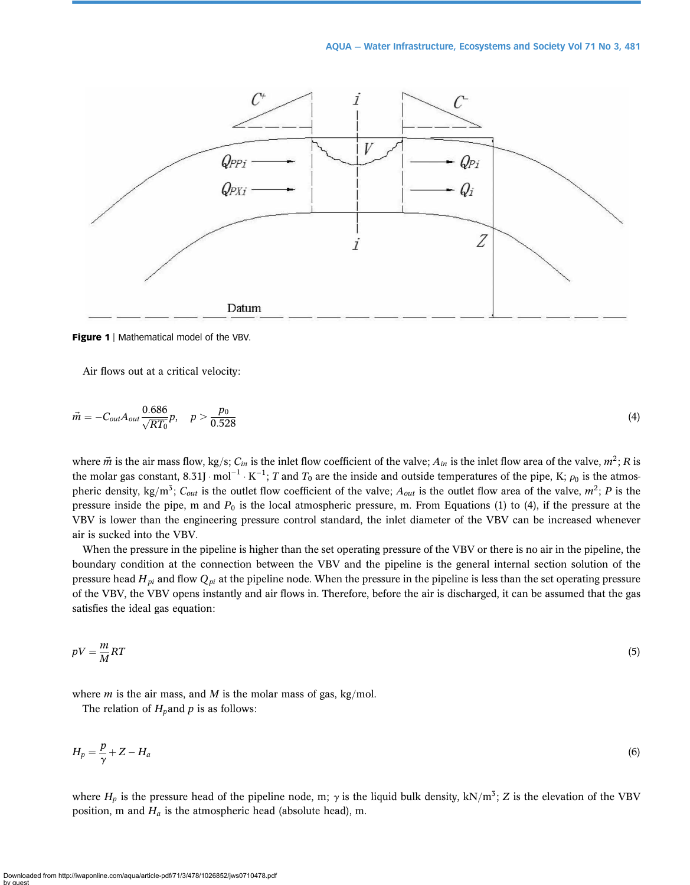Figure 1 | Mathematical model of the VBV.

Air flows out at a critical velocity:

$$\vec{m} = -C_{out}A_{out}\frac{0.686}{\sqrt{RT_0}}p, \quad p > \frac{p_0}{0.528} \tag{4}$$

where $\vec{m}$ is the air mass flow, kg/s; $C_{in}$ is the inlet flow coefficient of the valve; $A_{in}$ is the inlet flow area of the valve, $m^2$; $R$ is the molar gas constant, $8.31 \mathrm{J} \cdot \mathrm{mol}^{-1} \cdot \mathrm{K}^{-1}$; $T$ and $T_0$ are the inside and outside temperatures of the pipe, K; $\rho_0$ is the atmospheric density, $\mathrm{kg/m^3}$; $C_{out}$ is the outlet flow coefficient of the valve; $A_{out}$ is the outlet flow area of the valve, $m^2$; $P$ is the pressure inside the pipe, m and $P_0$ is the local atmospheric pressure, m. From Equations (1) to (4), if the pressure at the VBV is lower than the engineering pressure control standard, the inlet diameter of the VBV can be increased whenever air is sucked into the VBV.

When the pressure in the pipeline is higher than the set operating pressure of the VBV or there is no air in the pipeline, the boundary condition at the connection between the VBV and the pipeline is the general internal section solution of the pressure head $H_{pi}$ and flow $Q_{pi}$ at the pipeline node. When the pressure in the pipeline is less than the set operating pressure of the VBV, the VBV opens instantly and air flows in. Therefore, before the air is discharged, it can be assumed that the gas satisfies the ideal gas equation:

$$pV = \frac{m}{M}RT \tag{5}$$

where $m$ is the air mass, and $M$ is the molar mass of gas, kg/mol.

The relation of $H_p$and $p$ is as follows:

$$H_p = \frac{p}{\gamma} + Z - H_a \tag{6}$$

where $H_p$ is the pressure head of the pipeline node, m; $\gamma$ is the liquid bulk density, $\mathrm{kN/m^3}$; $Z$ is the elevation of the VBV position, m and $H_a$ is the atmospheric head (absolute head), m.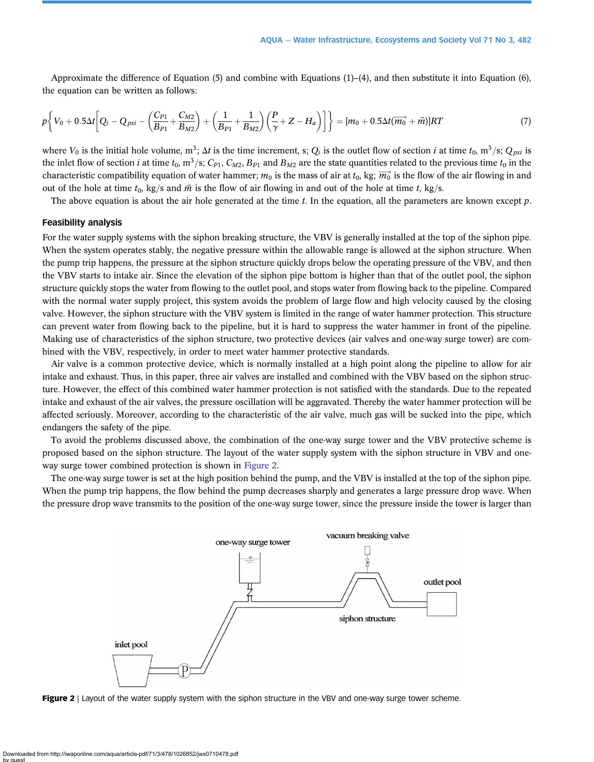Approximate the difference of Equation (5) and combine with Equations (1)–(4), and then substitute it into Equation (6), the equation can be written as follows:

$$p\left\{V_0 + 0.5\Delta t\left[Q_i - Q_{pxi} - \left(\frac{C_{P1}}{B_{P1}} + \frac{C_{M2}}{B_{M2}}\right) + \left(\frac{1}{B_{P1}} + \frac{1}{B_{M2}}\right)\left(\frac{P}{\gamma} + Z - H_a\right)\right]\right\} = [m_0 + 0.5\Delta t(\overrightarrow{m_0} + \vec{m})]RT \tag{7}$$

where $V_0$ is the initial hole volume, $m^3$; $\Delta t$ is the time increment, s; $Q_i$ is the outlet flow of section $i$ at time $t_0$, $m^3/s$; $Q_{pxi}$ is the inlet flow of section $i$ at time $t_0$, $m^3/s$; $C_{P1}$, $C_{M2}$, $B_{P1}$ and $B_{M2}$ are the state quantities related to the previous time $t_0$ in the characteristic compatibility equation of water hammer; $m_0$ is the mass of air at $t_0$, kg; $\overrightarrow{m_0}$ is the flow of the air flowing in and out of the hole at time $t_0$, kg/s and $\vec{m}$ is the flow of air flowing in and out of the hole at time $t$, kg/s.

The above equation is about the air hole generated at the time $t$. In the equation, all the parameters are known except $p$.

### Feasibility analysis

For the water supply systems with the siphon breaking structure, the VBV is generally installed at the top of the siphon pipe. When the system operates stably, the negative pressure within the allowable range is allowed at the siphon structure. When the pump trip happens, the pressure at the siphon structure quickly drops below the operating pressure of the VBV, and then the VBV starts to intake air. Since the elevation of the siphon pipe bottom is higher than that of the outlet pool, the siphon structure quickly stops the water from flowing to the outlet pool, and stops water from flowing back to the pipeline. Compared with the normal water supply project, this system avoids the problem of large flow and high velocity caused by the closing valve. However, the siphon structure with the VBV system is limited in the range of water hammer protection. This structure can prevent water from flowing back to the pipeline, but it is hard to suppress the water hammer in front of the pipeline. Making use of characteristics of the siphon structure, two protective devices (air valves and one-way surge tower) are combined with the VBV, respectively, in order to meet water hammer protective standards.

Air valve is a common protective device, which is normally installed at a high point along the pipeline to allow for air intake and exhaust. Thus, in this paper, three air valves are installed and combined with the VBV based on the siphon structure. However, the effect of this combined water hammer protection is not satisfied with the standards. Due to the repeated intake and exhaust of the air valves, the pressure oscillation will be aggravated. Thereby the water hammer protection will be affected seriously. Moreover, according to the characteristic of the air valve, much gas will be sucked into the pipe, which endangers the safety of the pipe.

To avoid the problems discussed above, the combination of the one-way surge tower and the VBV protective scheme is proposed based on the siphon structure. The layout of the water supply system with the siphon structure in VBV and one-way surge tower combined protection is shown in Figure 2.

The one-way surge tower is set at the high position behind the pump, and the VBV is installed at the top of the siphon pipe. When the pump trip happens, the flow behind the pump decreases sharply and generates a large pressure drop wave. When the pressure drop wave transmits to the position of the one-way surge tower, since the pressure inside the tower is larger than

**Figure 2** | Layout of the water supply system with the siphon structure in the VBV and one-way surge tower scheme.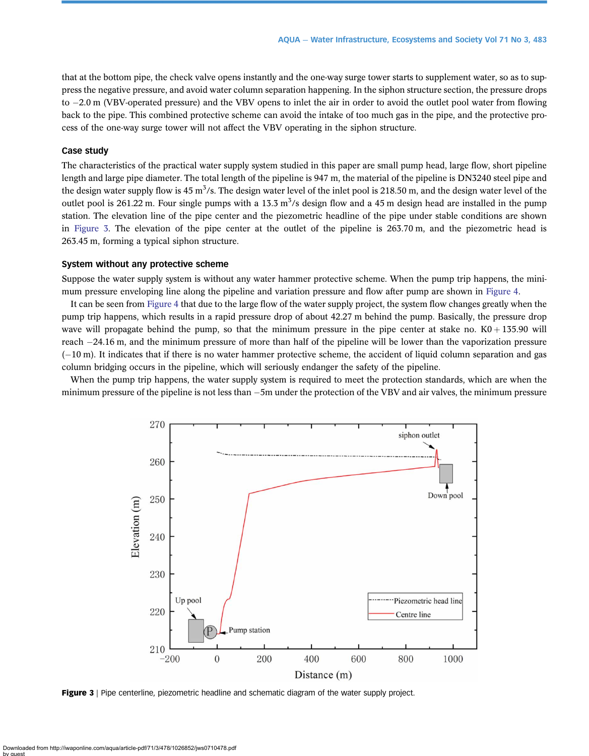that at the bottom pipe, the check valve opens instantly and the one-way surge tower starts to supplement water, so as to suppress the negative pressure, and avoid water column separation happening. In the siphon structure section, the pressure drops to −2.0 m (VBV-operated pressure) and the VBV opens to inlet the air in order to avoid the outlet pool water from flowing back to the pipe. This combined protective scheme can avoid the intake of too much gas in the pipe, and the protective process of the one-way surge tower will not affect the VBV operating in the siphon structure.

### Case study

The characteristics of the practical water supply system studied in this paper are small pump head, large flow, short pipeline length and large pipe diameter. The total length of the pipeline is 947 m, the material of the pipeline is DN3240 steel pipe and the design water supply flow is 45 $m^3$/s. The design water level of the inlet pool is 218.50 m, and the design water level of the outlet pool is 261.22 m. Four single pumps with a 13.3 $m^3$/s design flow and a 45 m design head are installed in the pump station. The elevation line of the pipe center and the piezometric headline of the pipe under stable conditions are shown in Figure 3. The elevation of the pipe center at the outlet of the pipeline is 263.70 m, and the piezometric head is 263.45 m, forming a typical siphon structure.

### System without any protective scheme

Suppose the water supply system is without any water hammer protective scheme. When the pump trip happens, the minimum pressure enveloping line along the pipeline and variation pressure and flow after pump are shown in Figure 4.

It can be seen from Figure 4 that due to the large flow of the water supply project, the system flow changes greatly when the pump trip happens, which results in a rapid pressure drop of about 42.27 m behind the pump. Basically, the pressure drop wave will propagate behind the pump, so that the minimum pressure in the pipe center at stake no. K0 + 135.90 will reach −24.16 m, and the minimum pressure of more than half of the pipeline will be lower than the vaporization pressure (−10 m). It indicates that if there is no water hammer protective scheme, the accident of liquid column separation and gas column bridging occurs in the pipeline, which will seriously endanger the safety of the pipeline.

When the pump trip happens, the water supply system is required to meet the protection standards, which are when the minimum pressure of the pipeline is not less than −5m under the protection of the VBV and air valves, the minimum pressure

**Figure 3** | Pipe centerline, piezometric headline and schematic diagram of the water supply project.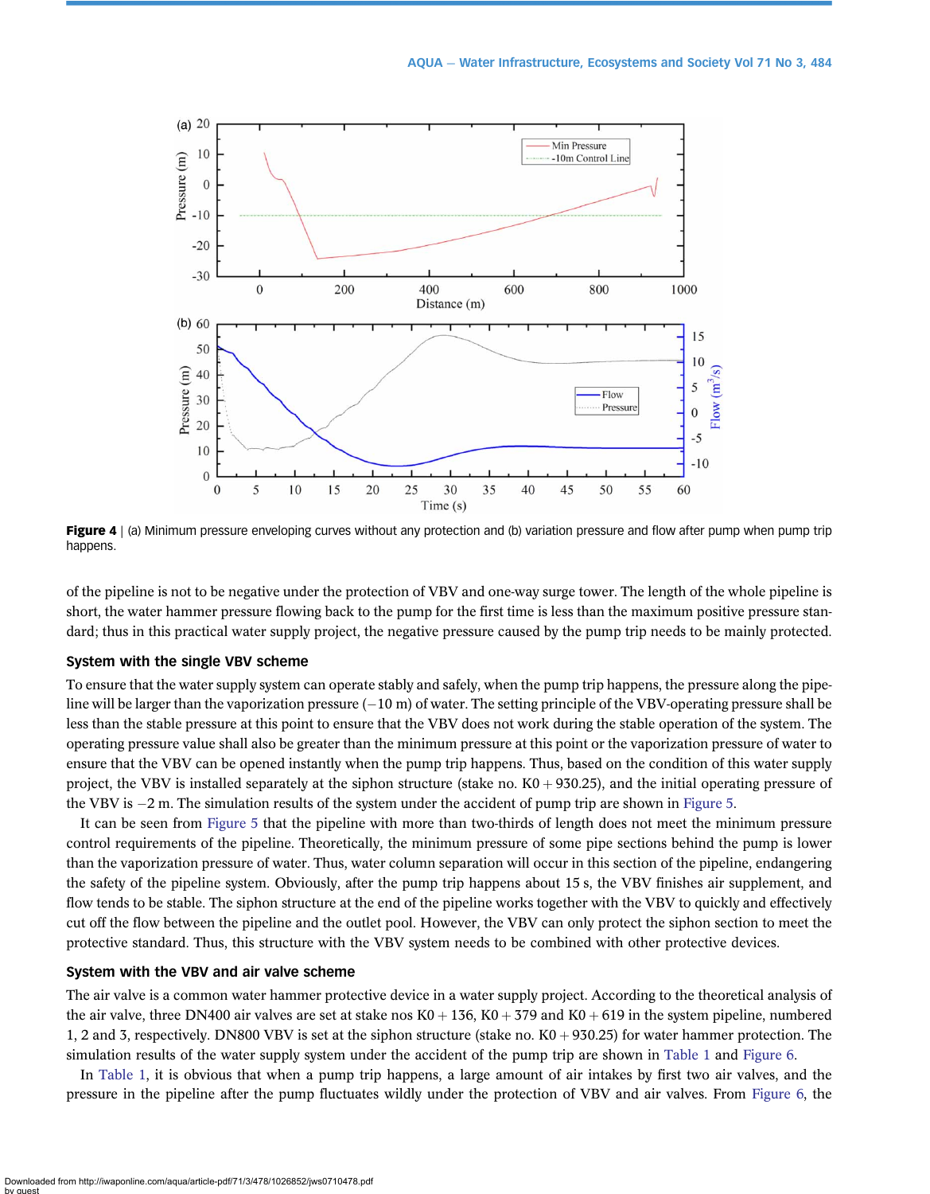**Figure 4** | (a) Minimum pressure enveloping curves without any protection and (b) variation pressure and flow after pump when pump trip happens.

of the pipeline is not to be negative under the protection of VBV and one-way surge tower. The length of the whole pipeline is short, the water hammer pressure flowing back to the pump for the first time is less than the maximum positive pressure standard; thus in this practical water supply project, the negative pressure caused by the pump trip needs to be mainly protected.

### System with the single VBV scheme

To ensure that the water supply system can operate stably and safely, when the pump trip happens, the pressure along the pipeline will be larger than the vaporization pressure (−10 m) of water. The setting principle of the VBV-operating pressure shall be less than the stable pressure at this point to ensure that the VBV does not work during the stable operation of the system. The operating pressure value shall also be greater than the minimum pressure at this point or the vaporization pressure of water to ensure that the VBV can be opened instantly when the pump trip happens. Thus, based on the condition of this water supply project, the VBV is installed separately at the siphon structure (stake no. K0 + 930.25), and the initial operating pressure of the VBV is −2 m. The simulation results of the system under the accident of pump trip are shown in Figure 5.

It can be seen from Figure 5 that the pipeline with more than two-thirds of length does not meet the minimum pressure control requirements of the pipeline. Theoretically, the minimum pressure of some pipe sections behind the pump is lower than the vaporization pressure of water. Thus, water column separation will occur in this section of the pipeline, endangering the safety of the pipeline system. Obviously, after the pump trip happens about 15 s, the VBV finishes air supplement, and flow tends to be stable. The siphon structure at the end of the pipeline works together with the VBV to quickly and effectively cut off the flow between the pipeline and the outlet pool. However, the VBV can only protect the siphon section to meet the protective standard. Thus, this structure with the VBV system needs to be combined with other protective devices.

### System with the VBV and air valve scheme

The air valve is a common water hammer protective device in a water supply project. According to the theoretical analysis of the air valve, three DN400 air valves are set at stake nos K0 + 136, K0 + 379 and K0 + 619 in the system pipeline, numbered 1, 2 and 3, respectively. DN800 VBV is set at the siphon structure (stake no. K0 + 930.25) for water hammer protection. The simulation results of the water supply system under the accident of the pump trip are shown in Table 1 and Figure 6.

In Table 1, it is obvious that when a pump trip happens, a large amount of air intakes by first two air valves, and the pressure in the pipeline after the pump fluctuates wildly under the protection of VBV and air valves. From Figure 6, the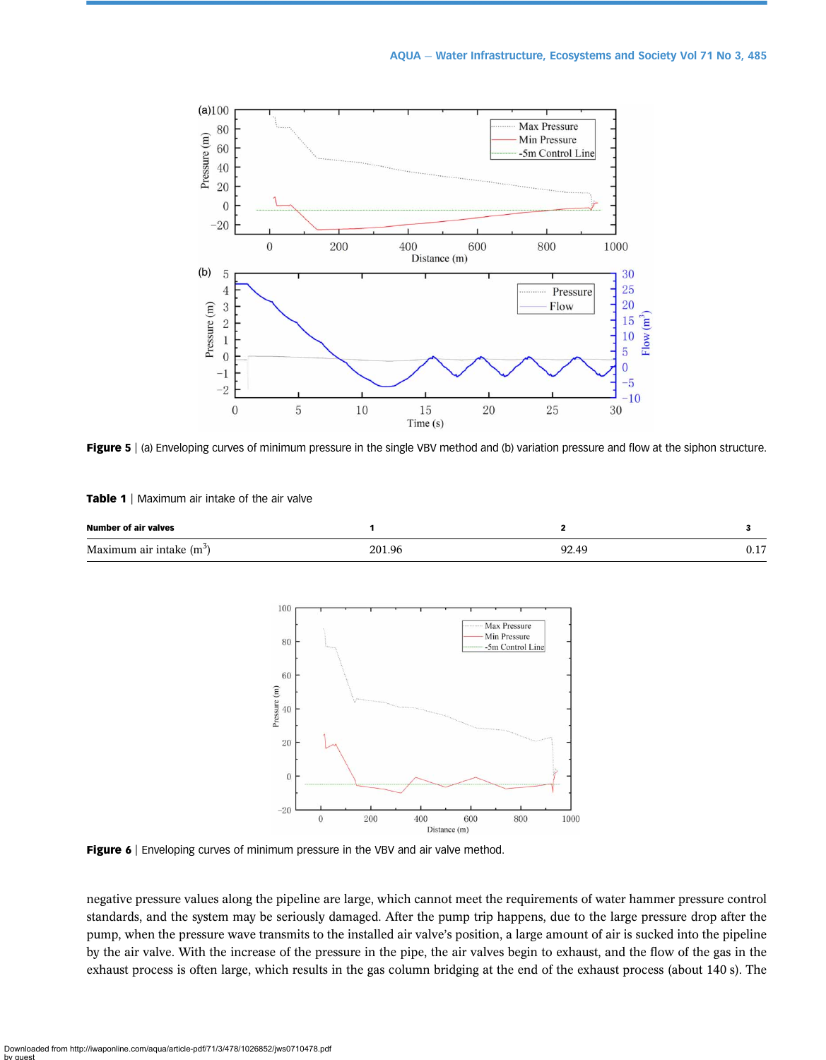**Figure 5** | (a) Enveloping curves of minimum pressure in the single VBV method and (b) variation pressure and flow at the siphon structure.

**Table 1** | Maximum air intake of the air valve

| Number of air valves | 1 | 2 | 3 |
|---|---|---|---|
| Maximum air intake ($m^3$) | 201.96 | 92.49 | 0.17 |

**Figure 6** | Enveloping curves of minimum pressure in the VBV and air valve method.

negative pressure values along the pipeline are large, which cannot meet the requirements of water hammer pressure control standards, and the system may be seriously damaged. After the pump trip happens, due to the large pressure drop after the pump, when the pressure wave transmits to the installed air valve's position, a large amount of air is sucked into the pipeline by the air valve. With the increase of the pressure in the pipe, the air valves begin to exhaust, and the flow of the gas in the exhaust process is often large, which results in the gas column bridging at the end of the exhaust process (about 140 s). The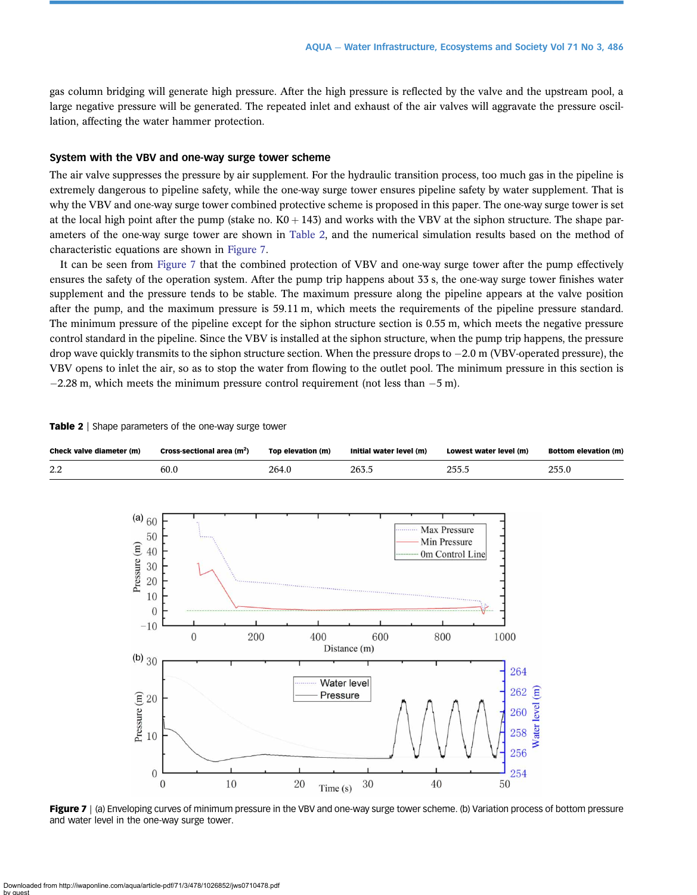gas column bridging will generate high pressure. After the high pressure is reflected by the valve and the upstream pool, a large negative pressure will be generated. The repeated inlet and exhaust of the air valves will aggravate the pressure oscillation, affecting the water hammer protection.

### System with the VBV and one-way surge tower scheme

The air valve suppresses the pressure by air supplement. For the hydraulic transition process, too much gas in the pipeline is extremely dangerous to pipeline safety, while the one-way surge tower ensures pipeline safety by water supplement. That is why the VBV and one-way surge tower combined protective scheme is proposed in this paper. The one-way surge tower is set at the local high point after the pump (stake no. K0 + 143) and works with the VBV at the siphon structure. The shape parameters of the one-way surge tower are shown in Table 2, and the numerical simulation results based on the method of characteristic equations are shown in Figure 7.

It can be seen from Figure 7 that the combined protection of VBV and one-way surge tower after the pump effectively ensures the safety of the operation system. After the pump trip happens about 33 s, the one-way surge tower finishes water supplement and the pressure tends to be stable. The maximum pressure along the pipeline appears at the valve position after the pump, and the maximum pressure is 59.11 m, which meets the requirements of the pipeline pressure standard. The minimum pressure of the pipeline except for the siphon structure section is 0.55 m, which meets the negative pressure control standard in the pipeline. Since the VBV is installed at the siphon structure, when the pump trip happens, the pressure drop wave quickly transmits to the siphon structure section. When the pressure drops to −2.0 m (VBV-operated pressure), the VBV opens to inlet the air, so as to stop the water from flowing to the outlet pool. The minimum pressure in this section is −2.28 m, which meets the minimum pressure control requirement (not less than −5 m).

**Table 2** | Shape parameters of the one-way surge tower

| Check valve diameter (m) | Cross-sectional area (m$^2$) | Top elevation (m) | Initial water level (m) | Lowest water level (m) | Bottom elevation (m) |
|---|---|---|---|---|---|
| 2.2 | 60.0 | 264.0 | 263.5 | 255.5 | 255.0 |

**Figure 7** | (a) Enveloping curves of minimum pressure in the VBV and one-way surge tower scheme. (b) Variation process of bottom pressure and water level in the one-way surge tower.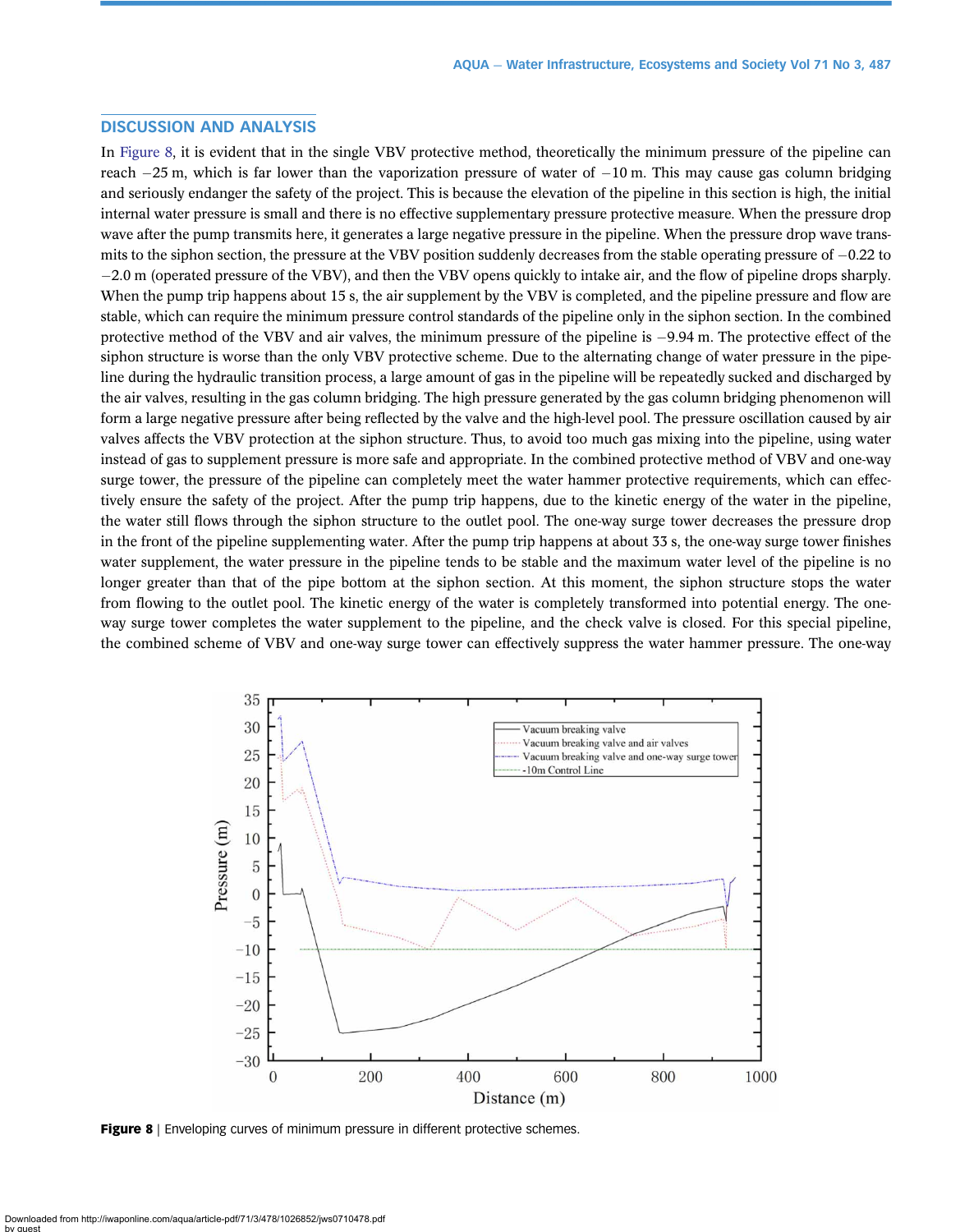## DISCUSSION AND ANALYSIS

In Figure 8, it is evident that in the single VBV protective method, theoretically the minimum pressure of the pipeline can reach −25 m, which is far lower than the vaporization pressure of water of −10 m. This may cause gas column bridging and seriously endanger the safety of the project. This is because the elevation of the pipeline in this section is high, the initial internal water pressure is small and there is no effective supplementary pressure protective measure. When the pressure drop wave after the pump transmits here, it generates a large negative pressure in the pipeline. When the pressure drop wave transmits to the siphon section, the pressure at the VBV position suddenly decreases from the stable operating pressure of −0.22 to −2.0 m (operated pressure of the VBV), and then the VBV opens quickly to intake air, and the flow of pipeline drops sharply. When the pump trip happens about 15 s, the air supplement by the VBV is completed, and the pipeline pressure and flow are stable, which can require the minimum pressure control standards of the pipeline only in the siphon section. In the combined protective method of the VBV and air valves, the minimum pressure of the pipeline is −9.94 m. The protective effect of the siphon structure is worse than the only VBV protective scheme. Due to the alternating change of water pressure in the pipeline during the hydraulic transition process, a large amount of gas in the pipeline will be repeatedly sucked and discharged by the air valves, resulting in the gas column bridging. The high pressure generated by the gas column bridging phenomenon will form a large negative pressure after being reflected by the valve and the high-level pool. The pressure oscillation caused by air valves affects the VBV protection at the siphon structure. Thus, to avoid too much gas mixing into the pipeline, using water instead of gas to supplement pressure is more safe and appropriate. In the combined protective method of VBV and one-way surge tower, the pressure of the pipeline can completely meet the water hammer protective requirements, which can effectively ensure the safety of the project. After the pump trip happens, due to the kinetic energy of the water in the pipeline, the water still flows through the siphon structure to the outlet pool. The one-way surge tower decreases the pressure drop in the front of the pipeline supplementing water. After the pump trip happens at about 33 s, the one-way surge tower finishes water supplement, the water pressure in the pipeline tends to be stable and the maximum water level of the pipeline is no longer greater than that of the pipe bottom at the siphon section. At this moment, the siphon structure stops the water from flowing to the outlet pool. The kinetic energy of the water is completely transformed into potential energy. The one-way surge tower completes the water supplement to the pipeline, and the check valve is closed. For this special pipeline, the combined scheme of VBV and one-way surge tower can effectively suppress the water hammer pressure. The one-way

**Figure 8** | Enveloping curves of minimum pressure in different protective schemes.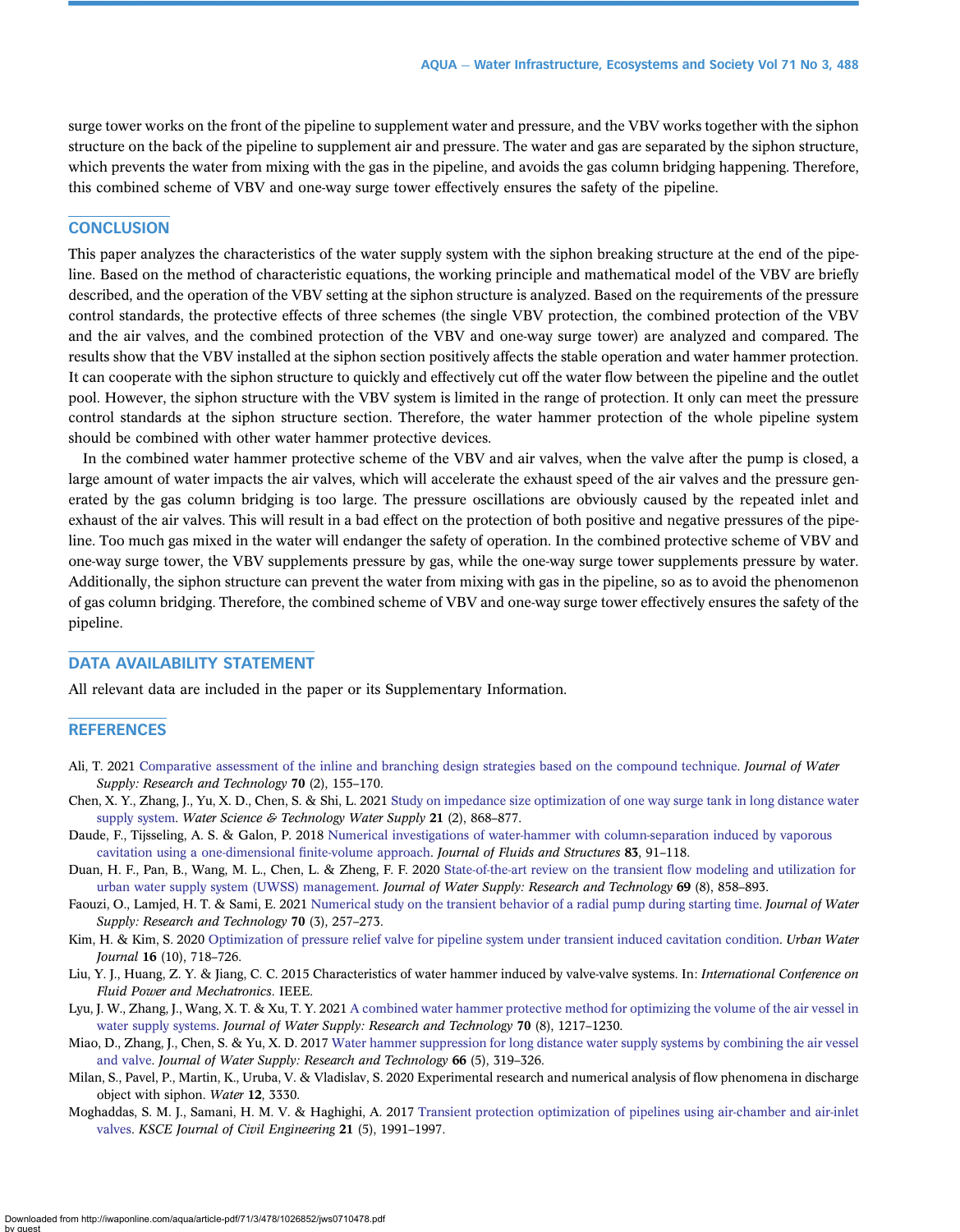surge tower works on the front of the pipeline to supplement water and pressure, and the VBV works together with the siphon structure on the back of the pipeline to supplement air and pressure. The water and gas are separated by the siphon structure, which prevents the water from mixing with the gas in the pipeline, and avoids the gas column bridging happening. Therefore, this combined scheme of VBV and one-way surge tower effectively ensures the safety of the pipeline.

## CONCLUSION

This paper analyzes the characteristics of the water supply system with the siphon breaking structure at the end of the pipeline. Based on the method of characteristic equations, the working principle and mathematical model of the VBV are briefly described, and the operation of the VBV setting at the siphon structure is analyzed. Based on the requirements of the pressure control standards, the protective effects of three schemes (the single VBV protection, the combined protection of the VBV and the air valves, and the combined protection of the VBV and one-way surge tower) are analyzed and compared. The results show that the VBV installed at the siphon section positively affects the stable operation and water hammer protection. It can cooperate with the siphon structure to quickly and effectively cut off the water flow between the pipeline and the outlet pool. However, the siphon structure with the VBV system is limited in the range of protection. It only can meet the pressure control standards at the siphon structure section. Therefore, the water hammer protection of the whole pipeline system should be combined with other water hammer protective devices.

In the combined water hammer protective scheme of the VBV and air valves, when the valve after the pump is closed, a large amount of water impacts the air valves, which will accelerate the exhaust speed of the air valves and the pressure generated by the gas column bridging is too large. The pressure oscillations are obviously caused by the repeated inlet and exhaust of the air valves. This will result in a bad effect on the protection of both positive and negative pressures of the pipeline. Too much gas mixed in the water will endanger the safety of operation. In the combined protective scheme of VBV and one-way surge tower, the VBV supplements pressure by gas, while the one-way surge tower supplements pressure by water. Additionally, the siphon structure can prevent the water from mixing with gas in the pipeline, so as to avoid the phenomenon of gas column bridging. Therefore, the combined scheme of VBV and one-way surge tower effectively ensures the safety of the pipeline.

## DATA AVAILABILITY STATEMENT

All relevant data are included in the paper or its Supplementary Information.

## REFERENCES

Ali, T. 2021 Comparative assessment of the inline and branching design strategies based on the compound technique. *Journal of Water Supply: Research and Technology* **70** (2), 155–170.

Chen, X. Y., Zhang, J., Yu, X. D., Chen, S. & Shi, L. 2021 Study on impedance size optimization of one way surge tank in long distance water supply system. *Water Science & Technology Water Supply* **21** (2), 868–877.

Daude, F., Tijsseling, A. S. & Galon, P. 2018 Numerical investigations of water-hammer with column-separation induced by vaporous cavitation using a one-dimensional finite-volume approach. *Journal of Fluids and Structures* **83**, 91–118.

Duan, H. F., Pan, B., Wang, M. L., Chen, L. & Zheng, F. F. 2020 State-of-the-art review on the transient flow modeling and utilization for urban water supply system (UWSS) management. *Journal of Water Supply: Research and Technology* **69** (8), 858–893.

Faouzi, O., Lamjed, H. T. & Sami, E. 2021 Numerical study on the transient behavior of a radial pump during starting time. *Journal of Water Supply: Research and Technology* **70** (3), 257–273.

Kim, H. & Kim, S. 2020 Optimization of pressure relief valve for pipeline system under transient induced cavitation condition. *Urban Water Journal* **16** (10), 718–726.

Liu, Y. J., Huang, Z. Y. & Jiang, C. C. 2015 Characteristics of water hammer induced by valve-valve systems. In: *International Conference on Fluid Power and Mechatronics*. IEEE.

Lyu, J. W., Zhang, J., Wang, X. T. & Xu, T. Y. 2021 A combined water hammer protective method for optimizing the volume of the air vessel in water supply systems. *Journal of Water Supply: Research and Technology* **70** (8), 1217–1230.

Miao, D., Zhang, J., Chen, S. & Yu, X. D. 2017 Water hammer suppression for long distance water supply systems by combining the air vessel and valve. *Journal of Water Supply: Research and Technology* **66** (5), 319–326.

Milan, S., Pavel, P., Martin, K., Uruba, V. & Vladislav, S. 2020 Experimental research and numerical analysis of flow phenomena in discharge object with siphon. *Water* **12**, 3330.

Moghaddas, S. M. J., Samani, H. M. V. & Haghighi, A. 2017 Transient protection optimization of pipelines using air-chamber and air-inlet valves. *KSCE Journal of Civil Engineering* **21** (5), 1991–1997.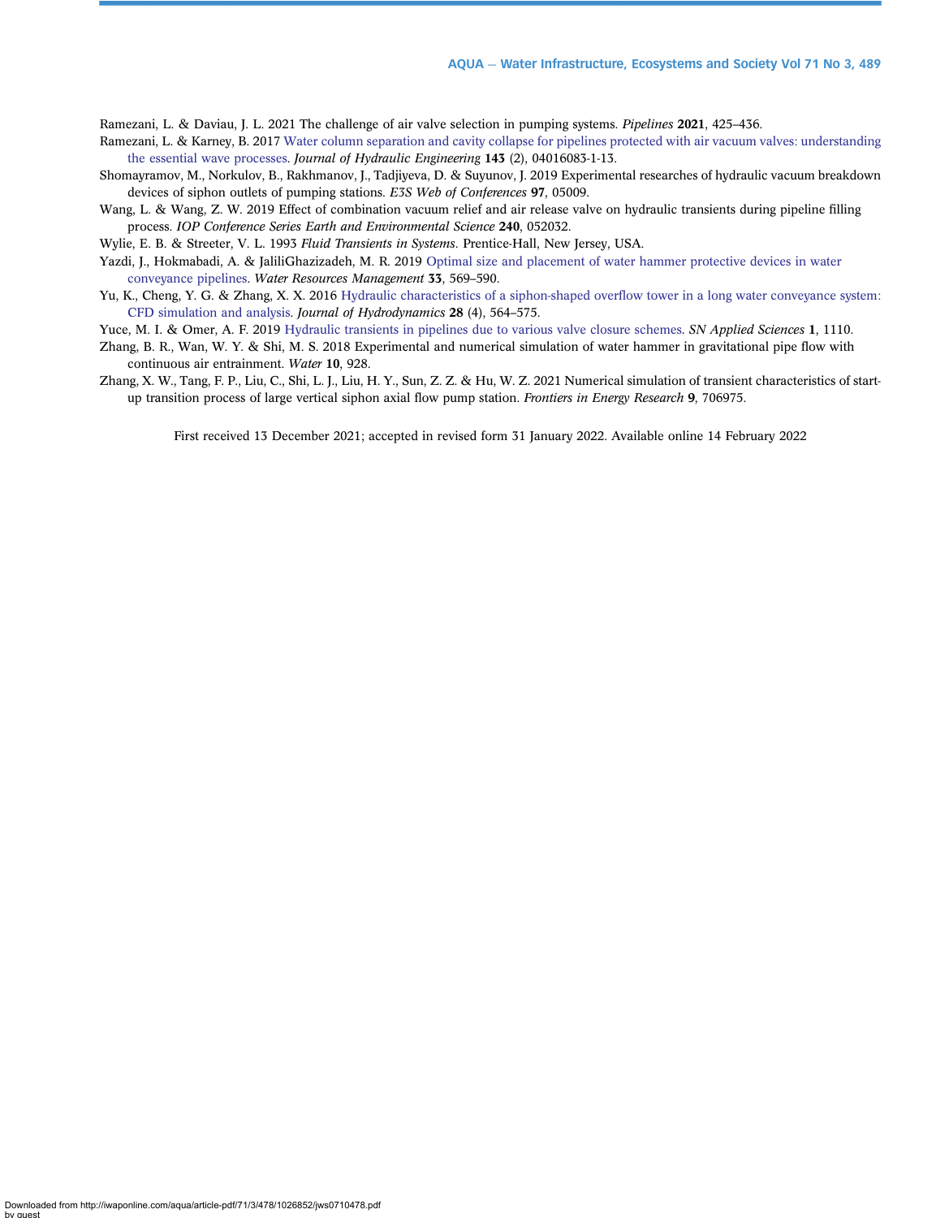Ramezani, L. & Daviau, J. L. 2021 The challenge of air valve selection in pumping systems. *Pipelines* **2021**, 425–436.

Ramezani, L. & Karney, B. 2017 Water column separation and cavity collapse for pipelines protected with air vacuum valves: understanding the essential wave processes. *Journal of Hydraulic Engineering* **143** (2), 04016083-1-13.

Shomayramov, M., Norkulov, B., Rakhmanov, J., Tadjiyeva, D. & Suyunov, J. 2019 Experimental researches of hydraulic vacuum breakdown devices of siphon outlets of pumping stations. *E3S Web of Conferences* **97**, 05009.

Wang, L. & Wang, Z. W. 2019 Effect of combination vacuum relief and air release valve on hydraulic transients during pipeline filling process. *IOP Conference Series Earth and Environmental Science* **240**, 052032.

Wylie, E. B. & Streeter, V. L. 1993 *Fluid Transients in Systems*. Prentice-Hall, New Jersey, USA.

Yazdi, J., Hokmabadi, A. & JaliliGhazizadeh, M. R. 2019 Optimal size and placement of water hammer protective devices in water conveyance pipelines. *Water Resources Management* **33**, 569–590.

Yu, K., Cheng, Y. G. & Zhang, X. X. 2016 Hydraulic characteristics of a siphon-shaped overflow tower in a long water conveyance system: CFD simulation and analysis. *Journal of Hydrodynamics* **28** (4), 564–575.

Yuce, M. I. & Omer, A. F. 2019 Hydraulic transients in pipelines due to various valve closure schemes. *SN Applied Sciences* **1**, 1110.

Zhang, B. R., Wan, W. Y. & Shi, M. S. 2018 Experimental and numerical simulation of water hammer in gravitational pipe flow with continuous air entrainment. *Water* **10**, 928.

Zhang, X. W., Tang, F. P., Liu, C., Shi, L. J., Liu, H. Y., Sun, Z. Z. & Hu, W. Z. 2021 Numerical simulation of transient characteristics of start-up transition process of large vertical siphon axial flow pump station. *Frontiers in Energy Research* **9**, 706975.

First received 13 December 2021; accepted in revised form 31 January 2022. Available online 14 February 2022